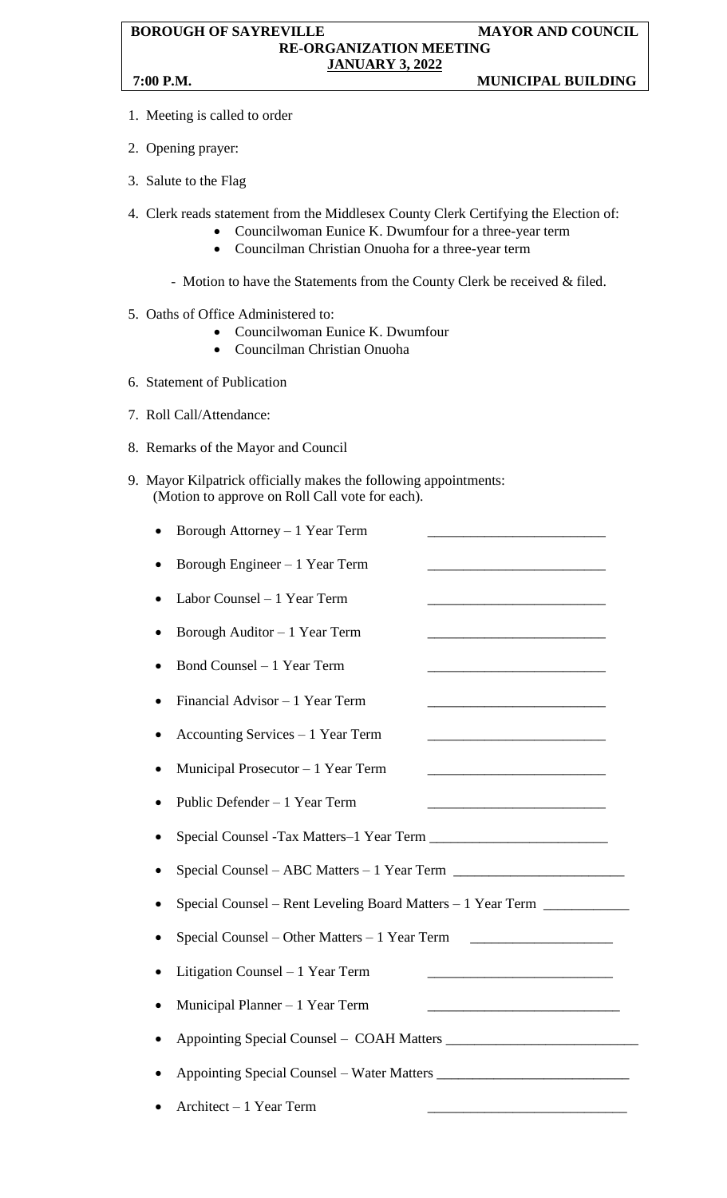**BOROUGH OF SAYREVILLE MAYOR AND COUNCIL**

**RE-ORGANIZATION MEETING**

**JANUARY 3, 2022**

**7:00 P.M. MUNICIPAL BUILDING**

1. Meeting is called to order

2. Opening prayer:

3. Salute to the Flag

4. Clerk reads statement from the Middlesex County Clerk Certifying the Election of:
   - Councilwoman Eunice K. Dwumfour for a three-year term
   - Councilman Christian Onuoha for a three-year term

   - Motion to have the Statements from the County Clerk be received & filed.

5. Oaths of Office Administered to:
   - Councilwoman Eunice K. Dwumfour
   - Councilman Christian Onuoha

6. Statement of Publication

7. Roll Call/Attendance:

8. Remarks of the Mayor and Council

9. Mayor Kilpatrick officially makes the following appointments: (Motion to approve on Roll Call vote for each).

   - Borough Attorney – 1 Year Term \_\_\_\_\_\_\_\_\_\_\_\_\_\_\_\_\_\_\_\_\_\_\_\_\_
   - Borough Engineer – 1 Year Term \_\_\_\_\_\_\_\_\_\_\_\_\_\_\_\_\_\_\_\_\_\_\_\_\_
   - Labor Counsel – 1 Year Term \_\_\_\_\_\_\_\_\_\_\_\_\_\_\_\_\_\_\_\_\_\_\_\_\_
   - Borough Auditor – 1 Year Term \_\_\_\_\_\_\_\_\_\_\_\_\_\_\_\_\_\_\_\_\_\_\_\_\_
   - Bond Counsel – 1 Year Term \_\_\_\_\_\_\_\_\_\_\_\_\_\_\_\_\_\_\_\_\_\_\_\_\_
   - Financial Advisor – 1 Year Term \_\_\_\_\_\_\_\_\_\_\_\_\_\_\_\_\_\_\_\_\_\_\_\_\_
   - Accounting Services – 1 Year Term \_\_\_\_\_\_\_\_\_\_\_\_\_\_\_\_\_\_\_\_\_\_\_\_\_
   - Municipal Prosecutor – 1 Year Term \_\_\_\_\_\_\_\_\_\_\_\_\_\_\_\_\_\_\_\_\_\_\_\_\_
   - Public Defender – 1 Year Term \_\_\_\_\_\_\_\_\_\_\_\_\_\_\_\_\_\_\_\_\_\_\_\_\_
   - Special Counsel -Tax Matters–1 Year Term \_\_\_\_\_\_\_\_\_\_\_\_\_\_\_\_\_\_\_\_\_\_\_\_\_
   - Special Counsel – ABC Matters – 1 Year Term \_\_\_\_\_\_\_\_\_\_\_\_\_\_\_\_\_\_\_\_\_\_\_\_
   - Special Counsel – Rent Leveling Board Matters – 1 Year Term \_\_\_\_\_\_\_\_\_\_\_\_
   - Special Counsel – Other Matters – 1 Year Term \_\_\_\_\_\_\_\_\_\_\_\_\_\_\_\_\_\_\_\_
   - Litigation Counsel – 1 Year Term \_\_\_\_\_\_\_\_\_\_\_\_\_\_\_\_\_\_\_\_\_\_\_\_\_\_
   - Municipal Planner – 1 Year Term \_\_\_\_\_\_\_\_\_\_\_\_\_\_\_\_\_\_\_\_\_\_\_\_\_\_\_
   - Appointing Special Counsel – COAH Matters \_\_\_\_\_\_\_\_\_\_\_\_\_\_\_\_\_\_\_\_\_\_\_\_\_\_\_
   - Appointing Special Counsel – Water Matters \_\_\_\_\_\_\_\_\_\_\_\_\_\_\_\_\_\_\_\_\_\_\_\_\_\_\_
   - Architect – 1 Year Term \_\_\_\_\_\_\_\_\_\_\_\_\_\_\_\_\_\_\_\_\_\_\_\_\_\_\_\_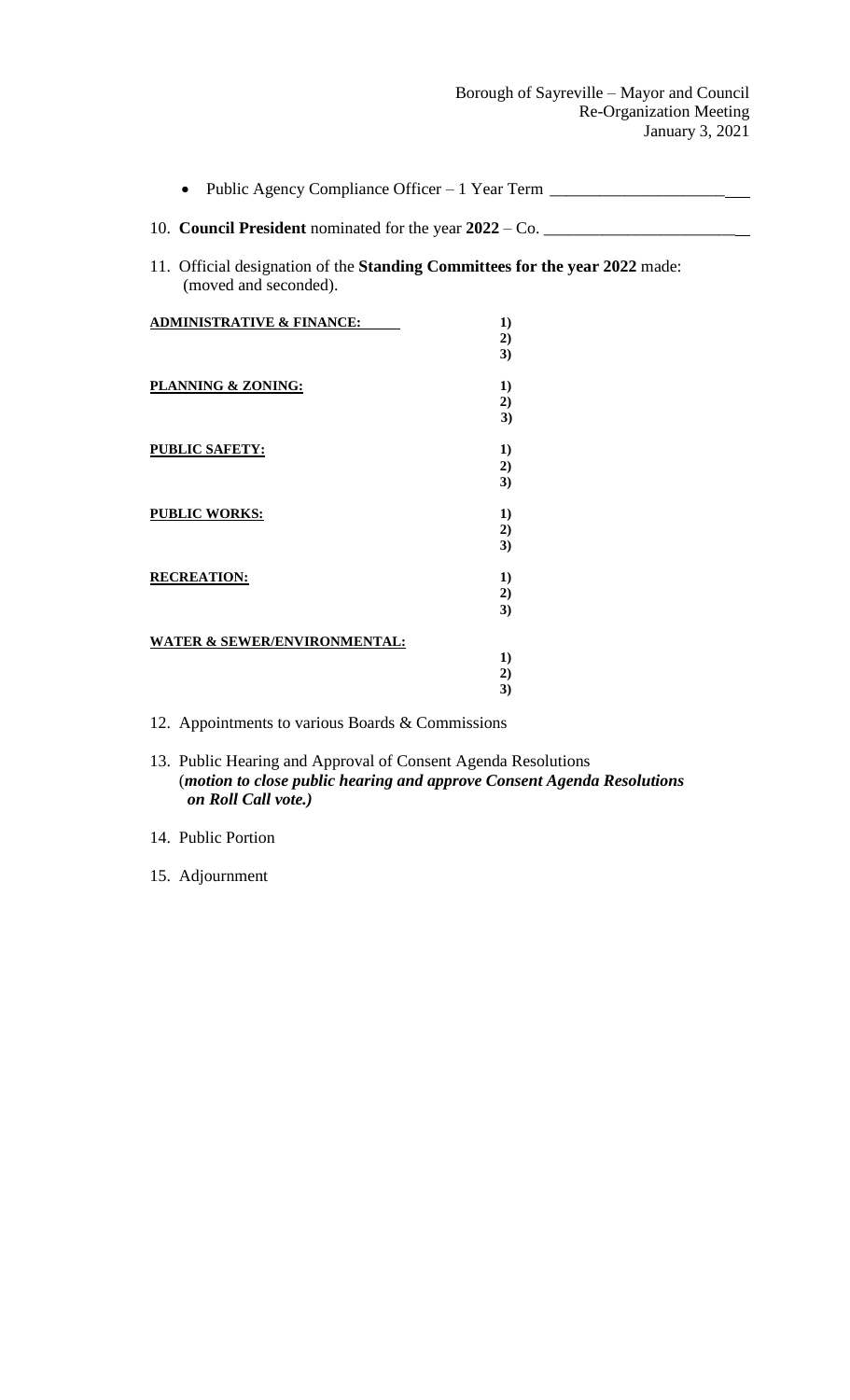- Public Agency Compliance Officer – 1 Year Term ________________________

10. **Council President** nominated for the year **2022** – Co. _________________________

11. Official designation of the **Standing Committees for the year 2022** made: (moved and seconded).

**ADMINISTRATIVE & FINANCE:**
**1)**
**2)**
**3)**

**PLANNING & ZONING:**
**1)**
**2)**
**3)**

**PUBLIC SAFETY:**
**1)**
**2)**
**3)**

**PUBLIC WORKS:**
**1)**
**2)**
**3)**

**RECREATION:**
**1)**
**2)**
**3)**

**WATER & SEWER/ENVIRONMENTAL:**
**1)**
**2)**
**3)**

12. Appointments to various Boards & Commissions

13. Public Hearing and Approval of Consent Agenda Resolutions (***motion to close public hearing and approve Consent Agenda Resolutions on Roll Call vote.)***

14. Public Portion

15. Adjournment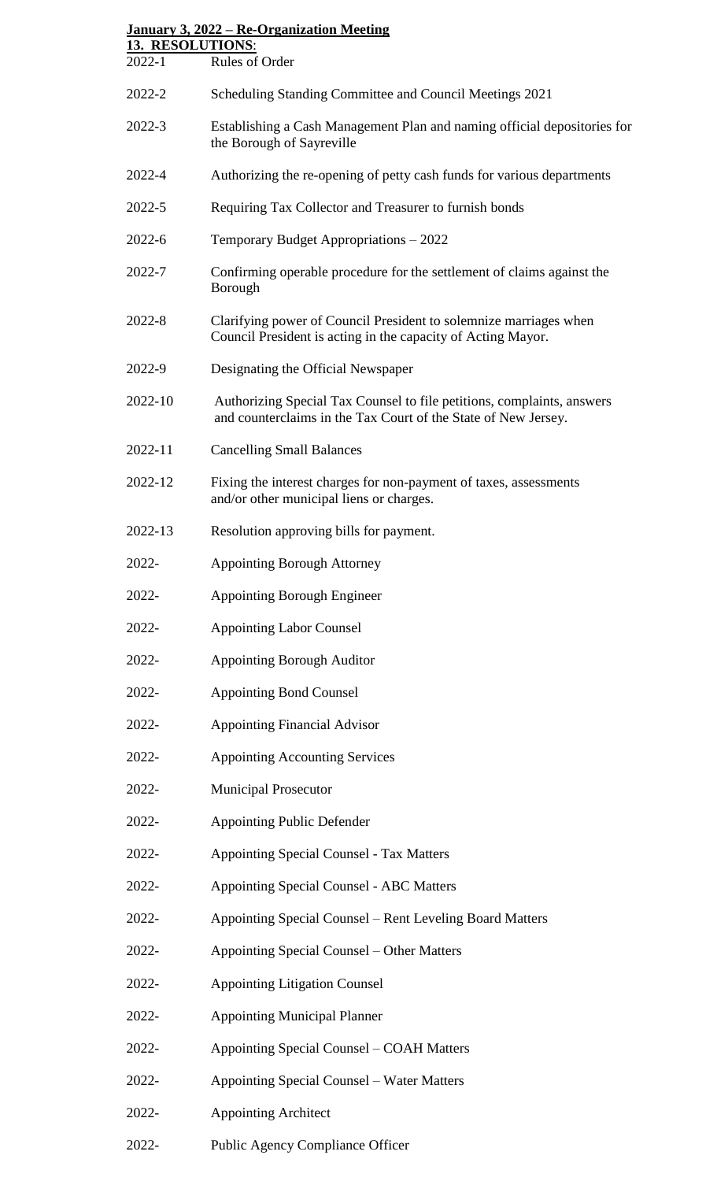**January 3, 2022 – Re-Organization Meeting**

**13. RESOLUTIONS**:

| | |
|---|---|
| 2022-1 | Rules of Order |
| 2022-2 | Scheduling Standing Committee and Council Meetings 2021 |
| 2022-3 | Establishing a Cash Management Plan and naming official depositories for the Borough of Sayreville |
| 2022-4 | Authorizing the re-opening of petty cash funds for various departments |
| 2022-5 | Requiring Tax Collector and Treasurer to furnish bonds |
| 2022-6 | Temporary Budget Appropriations – 2022 |
| 2022-7 | Confirming operable procedure for the settlement of claims against the Borough |
| 2022-8 | Clarifying power of Council President to solemnize marriages when Council President is acting in the capacity of Acting Mayor. |
| 2022-9 | Designating the Official Newspaper |
| 2022-10 | Authorizing Special Tax Counsel to file petitions, complaints, answers and counterclaims in the Tax Court of the State of New Jersey. |
| 2022-11 | Cancelling Small Balances |
| 2022-12 | Fixing the interest charges for non-payment of taxes, assessments and/or other municipal liens or charges. |
| 2022-13 | Resolution approving bills for payment. |
| 2022- | Appointing Borough Attorney |
| 2022- | Appointing Borough Engineer |
| 2022- | Appointing Labor Counsel |
| 2022- | Appointing Borough Auditor |
| 2022- | Appointing Bond Counsel |
| 2022- | Appointing Financial Advisor |
| 2022- | Appointing Accounting Services |
| 2022- | Municipal Prosecutor |
| 2022- | Appointing Public Defender |
| 2022- | Appointing Special Counsel - Tax Matters |
| 2022- | Appointing Special Counsel - ABC Matters |
| 2022- | Appointing Special Counsel – Rent Leveling Board Matters |
| 2022- | Appointing Special Counsel – Other Matters |
| 2022- | Appointing Litigation Counsel |
| 2022- | Appointing Municipal Planner |
| 2022- | Appointing Special Counsel – COAH Matters |
| 2022- | Appointing Special Counsel – Water Matters |
| 2022- | Appointing Architect |
| 2022- | Public Agency Compliance Officer |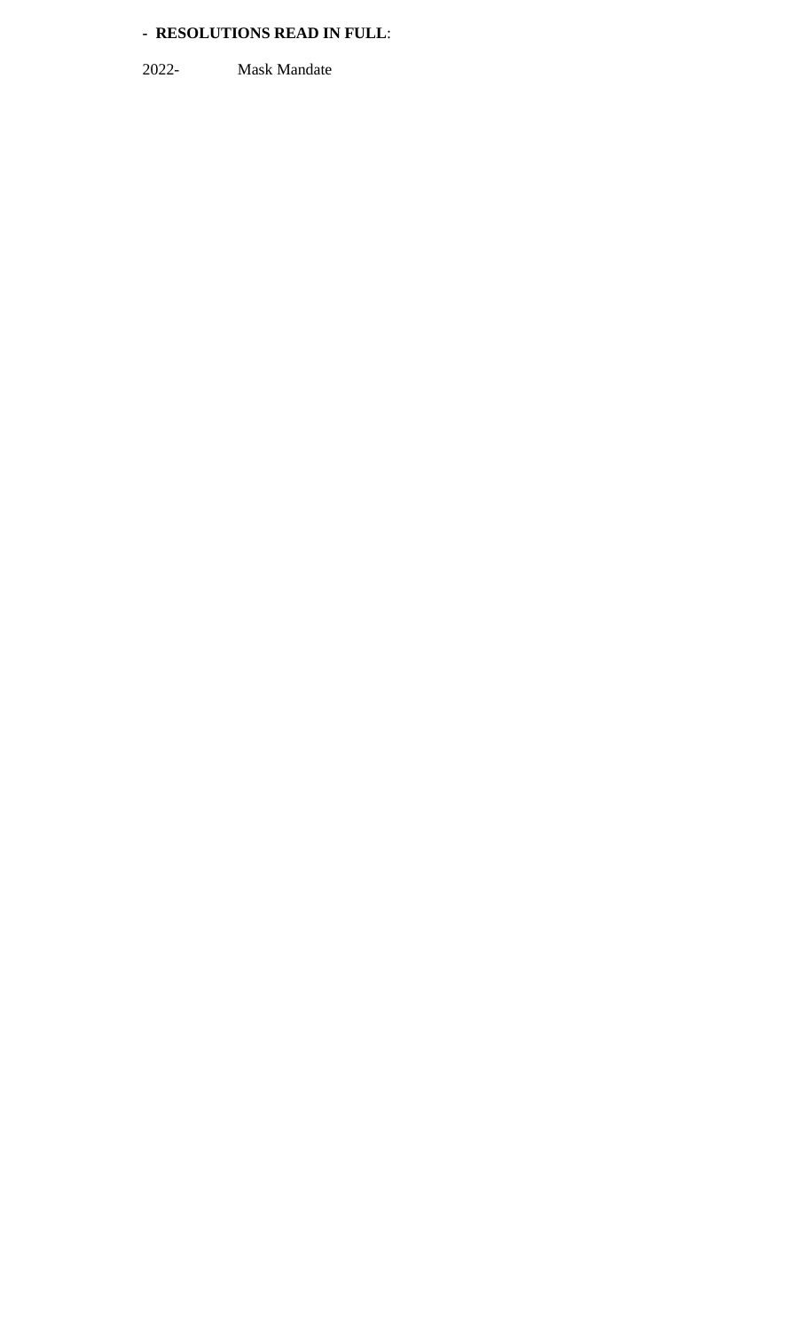- **RESOLUTIONS READ IN FULL**:

2022- Mask Mandate